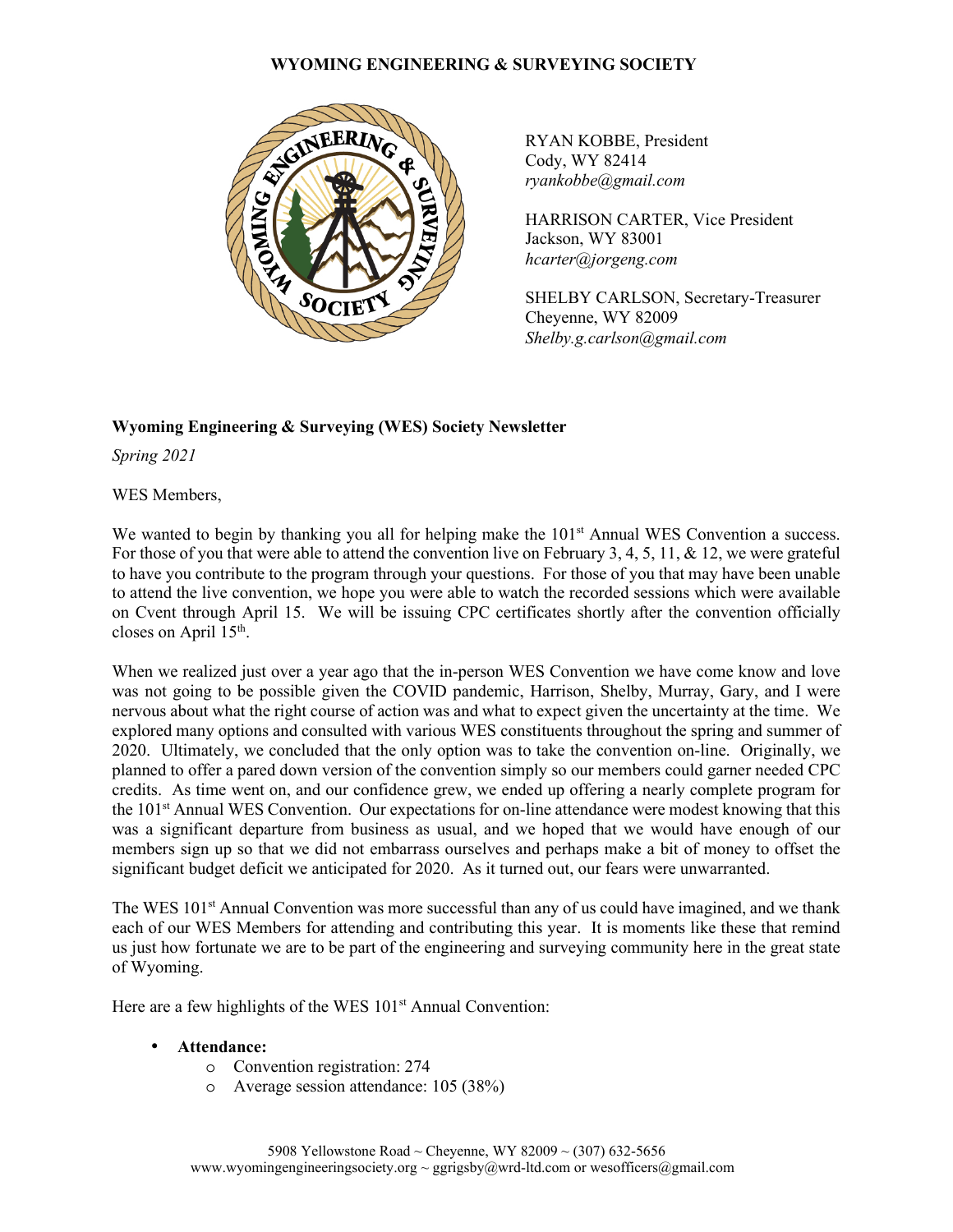**WYOMING ENGINEERING & SURVEYING SOCIETY**

RYAN KOBBE, President
Cody, WY 82414
*ryankobbe@gmail.com*

HARRISON CARTER, Vice President
Jackson, WY 83001
*hcarter@jorgeng.com*

SHELBY CARLSON, Secretary-Treasurer
Cheyenne, WY 82009
*Shelby.g.carlson@gmail.com*

**Wyoming Engineering & Surveying (WES) Society Newsletter**

*Spring 2021*

WES Members,

We wanted to begin by thanking you all for helping make the 101st Annual WES Convention a success. For those of you that were able to attend the convention live on February 3, 4, 5, 11, & 12, we were grateful to have you contribute to the program through your questions. For those of you that may have been unable to attend the live convention, we hope you were able to watch the recorded sessions which were available on Cvent through April 15. We will be issuing CPC certificates shortly after the convention officially closes on April 15th.

When we realized just over a year ago that the in-person WES Convention we have come know and love was not going to be possible given the COVID pandemic, Harrison, Shelby, Murray, Gary, and I were nervous about what the right course of action was and what to expect given the uncertainty at the time. We explored many options and consulted with various WES constituents throughout the spring and summer of 2020. Ultimately, we concluded that the only option was to take the convention on-line. Originally, we planned to offer a pared down version of the convention simply so our members could garner needed CPC credits. As time went on, and our confidence grew, we ended up offering a nearly complete program for the 101st Annual WES Convention. Our expectations for on-line attendance were modest knowing that this was a significant departure from business as usual, and we hoped that we would have enough of our members sign up so that we did not embarrass ourselves and perhaps make a bit of money to offset the significant budget deficit we anticipated for 2020. As it turned out, our fears were unwarranted.

The WES 101st Annual Convention was more successful than any of us could have imagined, and we thank each of our WES Members for attending and contributing this year. It is moments like these that remind us just how fortunate we are to be part of the engineering and surveying community here in the great state of Wyoming.

Here are a few highlights of the WES 101st Annual Convention:

- **Attendance:**
    - Convention registration: 274
    - Average session attendance: 105 (38%)

5908 Yellowstone Road ~ Cheyenne, WY 82009 ~ (307) 632-5656
www.wyomingengineeringsociety.org ~ ggrigsby@wrd-ltd.com or wesofficers@gmail.com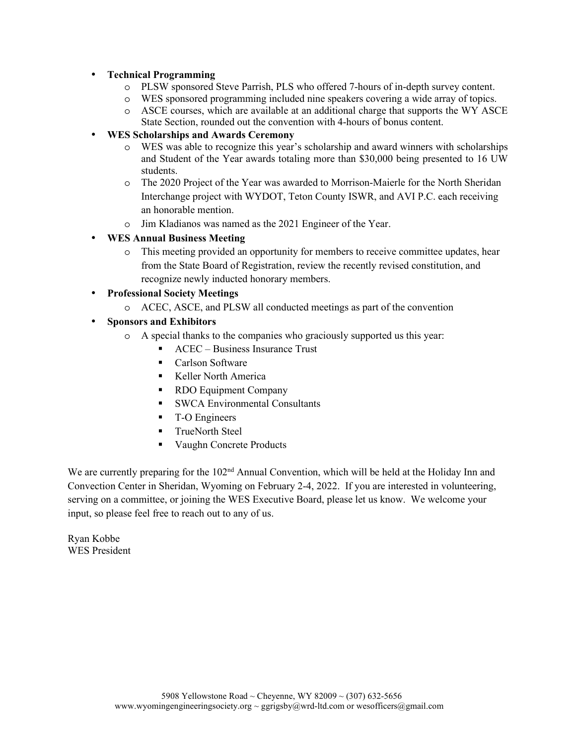- **Technical Programming**
  - PLSW sponsored Steve Parrish, PLS who offered 7-hours of in-depth survey content.
  - WES sponsored programming included nine speakers covering a wide array of topics.
  - ASCE courses, which are available at an additional charge that supports the WY ASCE State Section, rounded out the convention with 4-hours of bonus content.
- **WES Scholarships and Awards Ceremony**
  - WES was able to recognize this year's scholarship and award winners with scholarships and Student of the Year awards totaling more than $30,000 being presented to 16 UW students.
  - The 2020 Project of the Year was awarded to Morrison-Maierle for the North Sheridan Interchange project with WYDOT, Teton County ISWR, and AVI P.C. each receiving an honorable mention.
  - Jim Kladianos was named as the 2021 Engineer of the Year.
- **WES Annual Business Meeting**
  - This meeting provided an opportunity for members to receive committee updates, hear from the State Board of Registration, review the recently revised constitution, and recognize newly inducted honorary members.
- **Professional Society Meetings**
  - ACEC, ASCE, and PLSW all conducted meetings as part of the convention
- **Sponsors and Exhibitors**
  - A special thanks to the companies who graciously supported us this year:
    - ACEC – Business Insurance Trust
    - Carlson Software
    - Keller North America
    - RDO Equipment Company
    - SWCA Environmental Consultants
    - T-O Engineers
    - TrueNorth Steel
    - Vaughn Concrete Products

We are currently preparing for the 102nd Annual Convention, which will be held at the Holiday Inn and Convection Center in Sheridan, Wyoming on February 2-4, 2022. If you are interested in volunteering, serving on a committee, or joining the WES Executive Board, please let us know. We welcome your input, so please feel free to reach out to any of us.

Ryan Kobbe
WES President

5908 Yellowstone Road ~ Cheyenne, WY 82009 ~ (307) 632-5656
www.wyomingengineeringsociety.org ~ ggrigsby@wrd-ltd.com or wesofficers@gmail.com